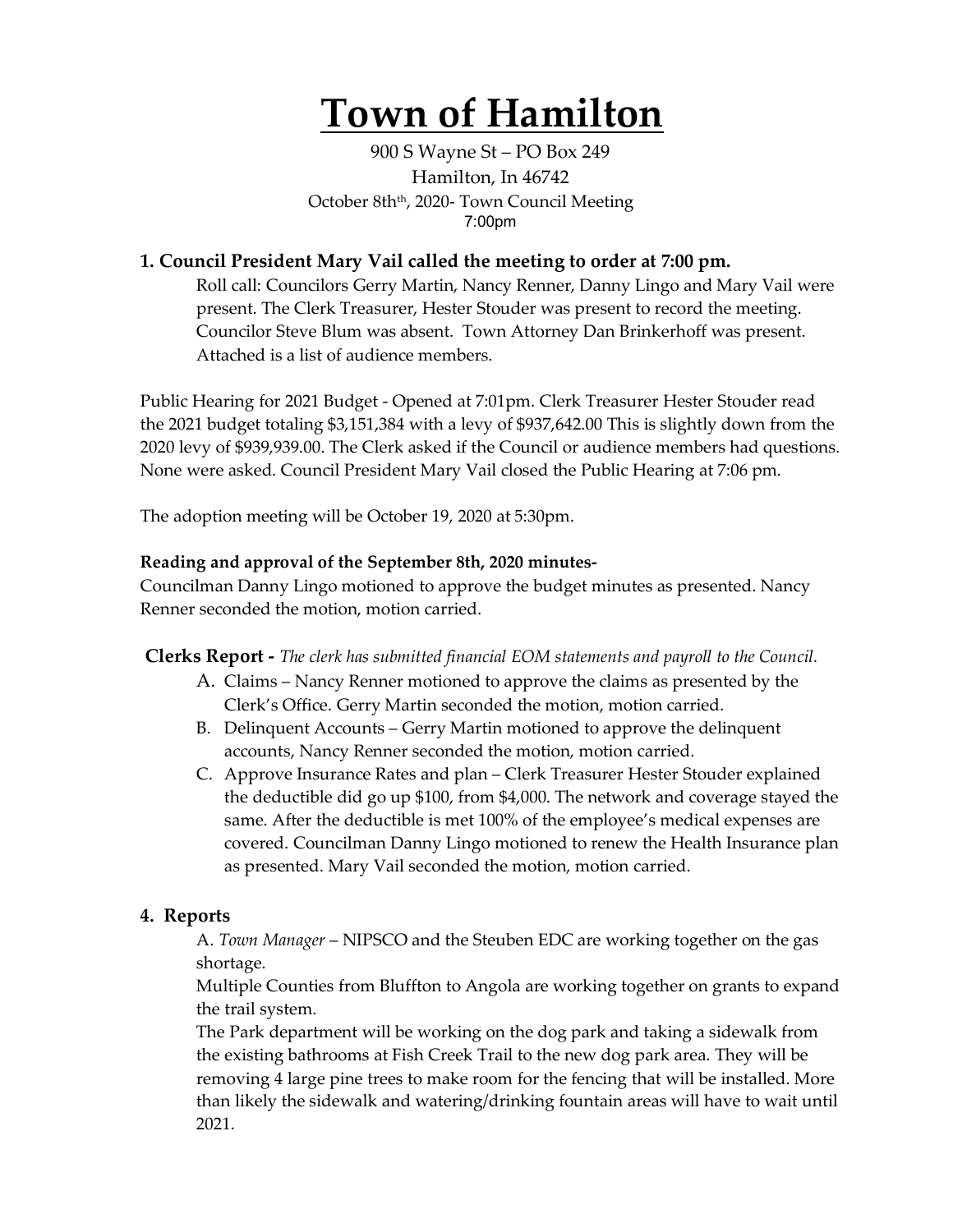# Town of Hamilton

900 S Wayne St – PO Box 249
Hamilton, In 46742
October 8th, 2020- Town Council Meeting
7:00pm

## 1. Council President Mary Vail called the meeting to order at 7:00 pm.

Roll call: Councilors Gerry Martin, Nancy Renner, Danny Lingo and Mary Vail were present. The Clerk Treasurer, Hester Stouder was present to record the meeting. Councilor Steve Blum was absent. Town Attorney Dan Brinkerhoff was present. Attached is a list of audience members.

Public Hearing for 2021 Budget - Opened at 7:01pm. Clerk Treasurer Hester Stouder read the 2021 budget totaling $3,151,384 with a levy of $937,642.00 This is slightly down from the 2020 levy of $939,939.00. The Clerk asked if the Council or audience members had questions. None were asked. Council President Mary Vail closed the Public Hearing at 7:06 pm.

The adoption meeting will be October 19, 2020 at 5:30pm.

**Reading and approval of the September 8th, 2020 minutes-**
Councilman Danny Lingo motioned to approve the budget minutes as presented. Nancy Renner seconded the motion, motion carried.

**Clerks Report -** *The clerk has submitted financial EOM statements and payroll to the Council.*

A. Claims – Nancy Renner motioned to approve the claims as presented by the Clerk's Office. Gerry Martin seconded the motion, motion carried.
B. Delinquent Accounts – Gerry Martin motioned to approve the delinquent accounts, Nancy Renner seconded the motion, motion carried.
C. Approve Insurance Rates and plan – Clerk Treasurer Hester Stouder explained the deductible did go up $100, from $4,000. The network and coverage stayed the same. After the deductible is met 100% of the employee's medical expenses are covered. Councilman Danny Lingo motioned to renew the Health Insurance plan as presented. Mary Vail seconded the motion, motion carried.

## 4. Reports

A. *Town Manager* – NIPSCO and the Steuben EDC are working together on the gas shortage.
Multiple Counties from Bluffton to Angola are working together on grants to expand the trail system.
The Park department will be working on the dog park and taking a sidewalk from the existing bathrooms at Fish Creek Trail to the new dog park area. They will be removing 4 large pine trees to make room for the fencing that will be installed. More than likely the sidewalk and watering/drinking fountain areas will have to wait until 2021.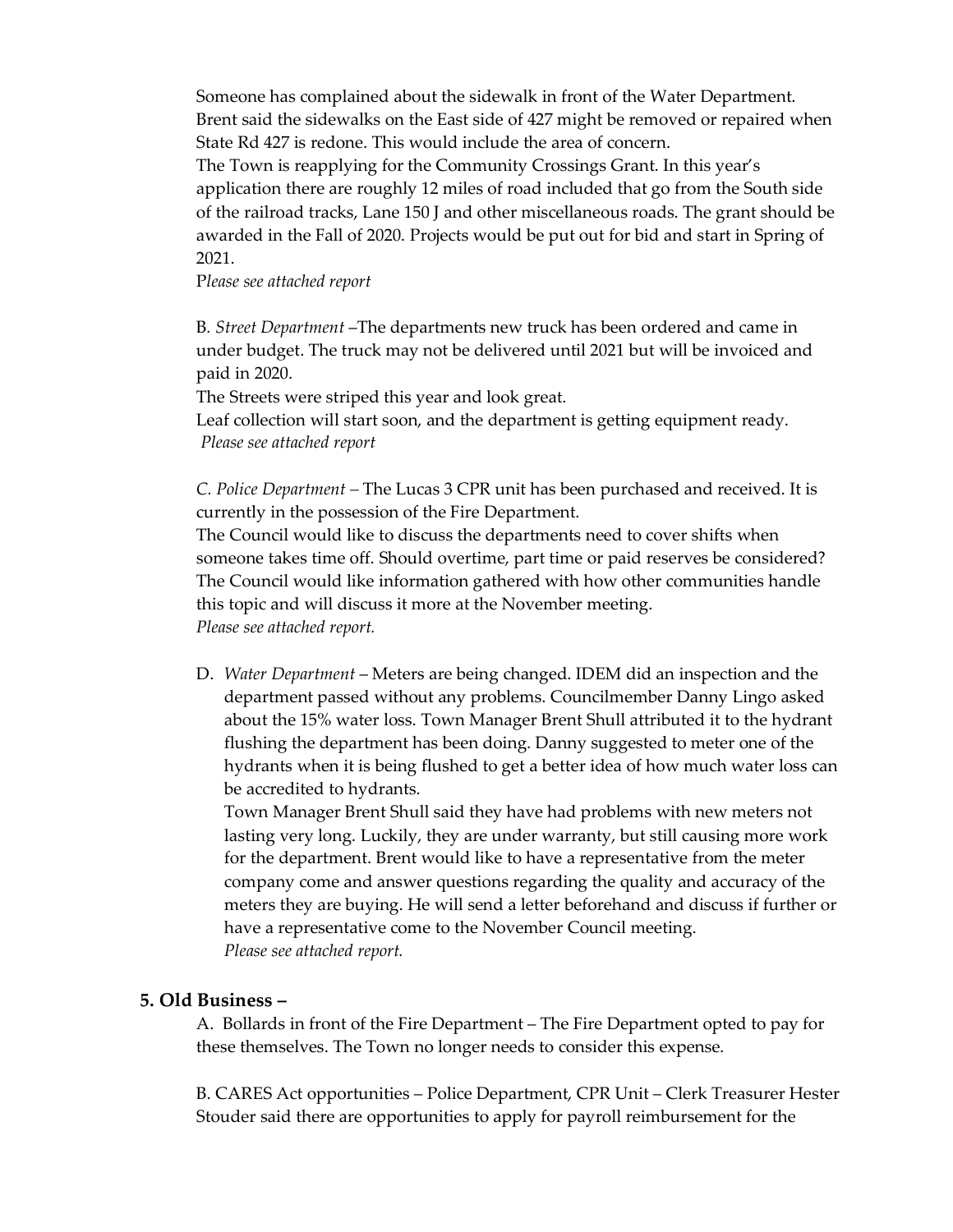Someone has complained about the sidewalk in front of the Water Department. Brent said the sidewalks on the East side of 427 might be removed or repaired when State Rd 427 is redone. This would include the area of concern.
The Town is reapplying for the Community Crossings Grant. In this year's application there are roughly 12 miles of road included that go from the South side of the railroad tracks, Lane 150 J and other miscellaneous roads. The grant should be awarded in the Fall of 2020. Projects would be put out for bid and start in Spring of 2021.
P*lease see attached report*

B*. Street Department* –The departments new truck has been ordered and came in under budget. The truck may not be delivered until 2021 but will be invoiced and paid in 2020.
The Streets were striped this year and look great.
Leaf collection will start soon, and the department is getting equipment ready.
*Please see attached report*

*C. Police Department –* The Lucas 3 CPR unit has been purchased and received. It is currently in the possession of the Fire Department.
The Council would like to discuss the departments need to cover shifts when someone takes time off. Should overtime, part time or paid reserves be considered? The Council would like information gathered with how other communities handle this topic and will discuss it more at the November meeting.
*Please see attached report.*

D. *Water Department* – Meters are being changed. IDEM did an inspection and the department passed without any problems. Councilmember Danny Lingo asked about the 15% water loss. Town Manager Brent Shull attributed it to the hydrant flushing the department has been doing. Danny suggested to meter one of the hydrants when it is being flushed to get a better idea of how much water loss can be accredited to hydrants.
Town Manager Brent Shull said they have had problems with new meters not lasting very long. Luckily, they are under warranty, but still causing more work for the department. Brent would like to have a representative from the meter company come and answer questions regarding the quality and accuracy of the meters they are buying. He will send a letter beforehand and discuss if further or have a representative come to the November Council meeting.
*Please see attached report.*

## 5. Old Business –

A. Bollards in front of the Fire Department – The Fire Department opted to pay for these themselves. The Town no longer needs to consider this expense.

B. CARES Act opportunities – Police Department, CPR Unit – Clerk Treasurer Hester Stouder said there are opportunities to apply for payroll reimbursement for the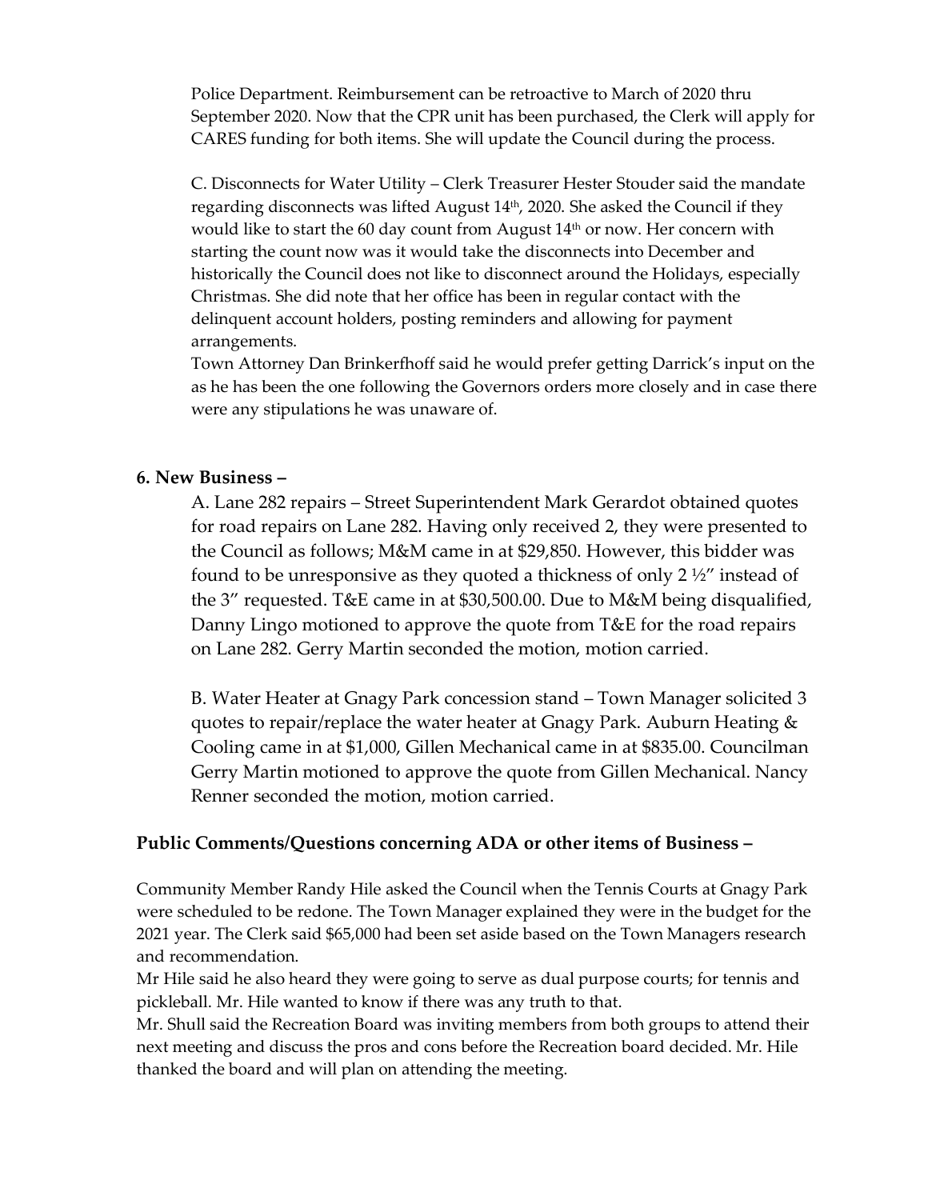Police Department. Reimbursement can be retroactive to March of 2020 thru September 2020. Now that the CPR unit has been purchased, the Clerk will apply for CARES funding for both items. She will update the Council during the process.

C. Disconnects for Water Utility – Clerk Treasurer Hester Stouder said the mandate regarding disconnects was lifted August 14th, 2020. She asked the Council if they would like to start the 60 day count from August 14th or now. Her concern with starting the count now was it would take the disconnects into December and historically the Council does not like to disconnect around the Holidays, especially Christmas. She did note that her office has been in regular contact with the delinquent account holders, posting reminders and allowing for payment arrangements.
Town Attorney Dan Brinkerfhoff said he would prefer getting Darrick's input on the as he has been the one following the Governors orders more closely and in case there were any stipulations he was unaware of.

**6. New Business –**

A. Lane 282 repairs – Street Superintendent Mark Gerardot obtained quotes for road repairs on Lane 282. Having only received 2, they were presented to the Council as follows; M&M came in at $29,850. However, this bidder was found to be unresponsive as they quoted a thickness of only 2 ½" instead of the 3" requested. T&E came in at $30,500.00. Due to M&M being disqualified, Danny Lingo motioned to approve the quote from T&E for the road repairs on Lane 282. Gerry Martin seconded the motion, motion carried.

B. Water Heater at Gnagy Park concession stand – Town Manager solicited 3 quotes to repair/replace the water heater at Gnagy Park. Auburn Heating & Cooling came in at $1,000, Gillen Mechanical came in at $835.00. Councilman Gerry Martin motioned to approve the quote from Gillen Mechanical. Nancy Renner seconded the motion, motion carried.

**Public Comments/Questions concerning ADA or other items of Business –**

Community Member Randy Hile asked the Council when the Tennis Courts at Gnagy Park were scheduled to be redone. The Town Manager explained they were in the budget for the 2021 year. The Clerk said $65,000 had been set aside based on the Town Managers research and recommendation.
Mr Hile said he also heard they were going to serve as dual purpose courts; for tennis and pickleball. Mr. Hile wanted to know if there was any truth to that.
Mr. Shull said the Recreation Board was inviting members from both groups to attend their next meeting and discuss the pros and cons before the Recreation board decided. Mr. Hile thanked the board and will plan on attending the meeting.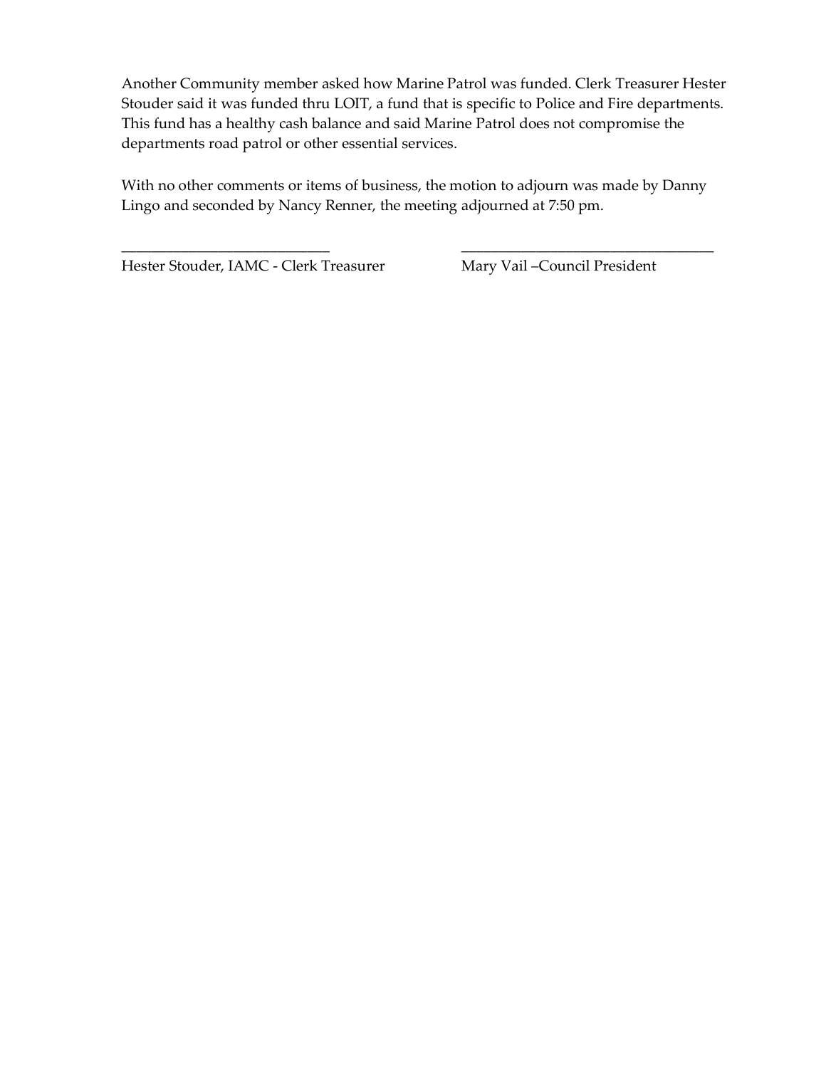Another Community member asked how Marine Patrol was funded. Clerk Treasurer Hester Stouder said it was funded thru LOIT, a fund that is specific to Police and Fire departments. This fund has a healthy cash balance and said Marine Patrol does not compromise the departments road patrol or other essential services.

With no other comments or items of business, the motion to adjourn was made by Danny Lingo and seconded by Nancy Renner, the meeting adjourned at 7:50 pm.

| | |
|---|---|
| ____________________________ | ____________________________ |
| Hester Stouder, IAMC - Clerk Treasurer | Mary Vail –Council President |